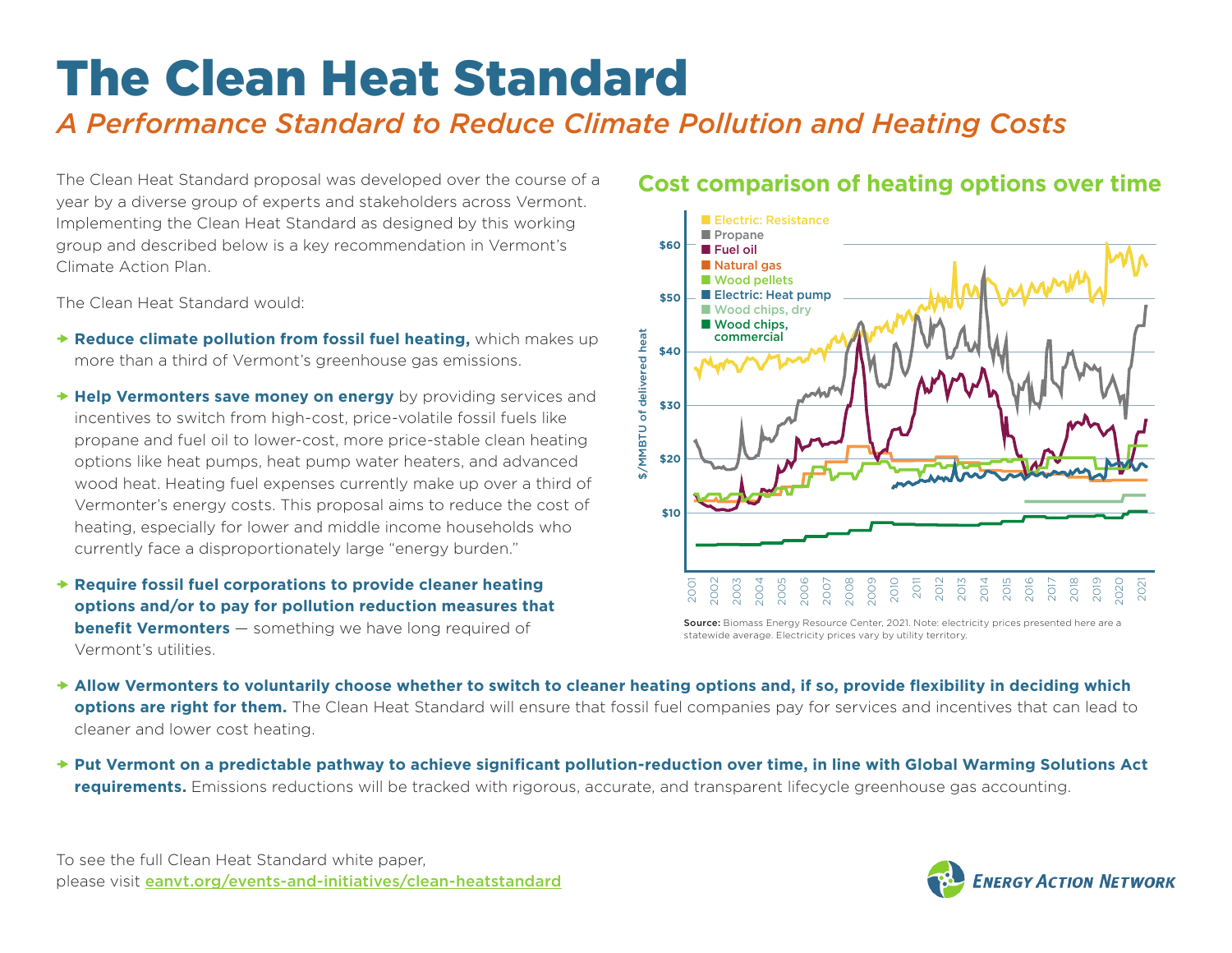# The Clean Heat Standard

*A Performance Standard to Reduce Climate Pollution and Heating Costs*

The Clean Heat Standard proposal was developed over the course of a year by a diverse group of experts and stakeholders across Vermont. Implementing the Clean Heat Standard as designed by this working group and described below is a key recommendation in Vermont's Climate Action Plan.

The Clean Heat Standard would:

- **Reduce climate pollution from fossil fuel heating,** which makes up more than a third of Vermont's greenhouse gas emissions.
- **Help Vermonters save money on energy** by providing services and incentives to switch from high-cost, price-volatile fossil fuels like propane and fuel oil to lower-cost, more price-stable clean heating options like heat pumps, heat pump water heaters, and advanced wood heat. Heating fuel expenses currently make up over a third of Vermonter's energy costs. This proposal aims to reduce the cost of heating, especially for lower and middle income households who currently face a disproportionately large "energy burden."
- **Require fossil fuel corporations to provide cleaner heating options and/or to pay for pollution reduction measures that benefit Vermonters** — something we have long required of Vermont's utilities.
- **Allow Vermonters to voluntarily choose whether to switch to cleaner heating options and, if so, provide flexibility in deciding which options are right for them.** The Clean Heat Standard will ensure that fossil fuel companies pay for services and incentives that can lead to cleaner and lower cost heating.
- **Put Vermont on a predictable pathway to achieve significant pollution-reduction over time, in line with Global Warming Solutions Act requirements.** Emissions reductions will be tracked with rigorous, accurate, and transparent lifecycle greenhouse gas accounting.

## Cost comparison of heating options over time

**Source:** Biomass Energy Resource Center, 2021. Note: electricity prices presented here are a statewide average. Electricity prices vary by utility territory.

To see the full Clean Heat Standard white paper, please visit eanvt.org/events-and-initiatives/clean-heatstandard

Energy Action Network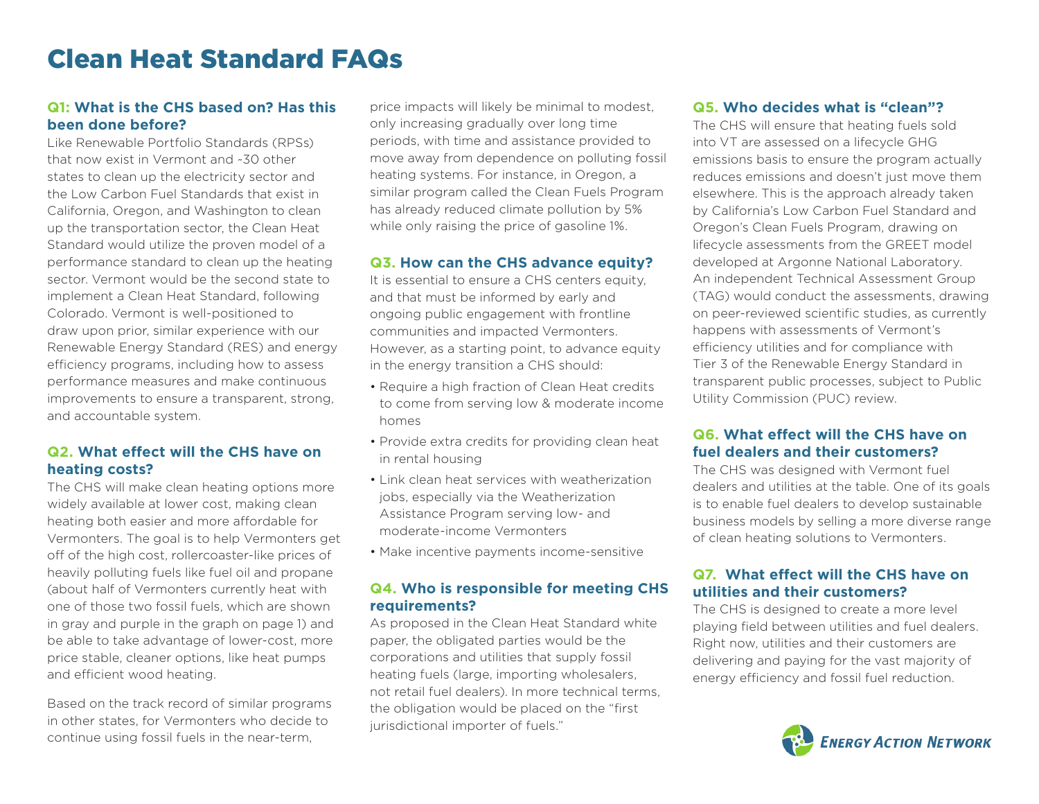# Clean Heat Standard FAQs

### Q1: What is the CHS based on? Has this been done before?

Like Renewable Portfolio Standards (RPSs) that now exist in Vermont and ~30 other states to clean up the electricity sector and the Low Carbon Fuel Standards that exist in California, Oregon, and Washington to clean up the transportation sector, the Clean Heat Standard would utilize the proven model of a performance standard to clean up the heating sector. Vermont would be the second state to implement a Clean Heat Standard, following Colorado. Vermont is well-positioned to draw upon prior, similar experience with our Renewable Energy Standard (RES) and energy efficiency programs, including how to assess performance measures and make continuous improvements to ensure a transparent, strong, and accountable system.

### Q2. What effect will the CHS have on heating costs?

The CHS will make clean heating options more widely available at lower cost, making clean heating both easier and more affordable for Vermonters. The goal is to help Vermonters get off of the high cost, rollercoaster-like prices of heavily polluting fuels like fuel oil and propane (about half of Vermonters currently heat with one of those two fossil fuels, which are shown in gray and purple in the graph on page 1) and be able to take advantage of lower-cost, more price stable, cleaner options, like heat pumps and efficient wood heating.

Based on the track record of similar programs in other states, for Vermonters who decide to continue using fossil fuels in the near-term, price impacts will likely be minimal to modest, only increasing gradually over long time periods, with time and assistance provided to move away from dependence on polluting fossil heating systems. For instance, in Oregon, a similar program called the Clean Fuels Program has already reduced climate pollution by 5% while only raising the price of gasoline 1%.

### Q3. How can the CHS advance equity?

It is essential to ensure a CHS centers equity, and that must be informed by early and ongoing public engagement with frontline communities and impacted Vermonters. However, as a starting point, to advance equity in the energy transition a CHS should:

- Require a high fraction of Clean Heat credits to come from serving low & moderate income homes
- Provide extra credits for providing clean heat in rental housing
- Link clean heat services with weatherization jobs, especially via the Weatherization Assistance Program serving low- and moderate-income Vermonters
- Make incentive payments income-sensitive

### Q4. Who is responsible for meeting CHS requirements?

As proposed in the Clean Heat Standard white paper, the obligated parties would be the corporations and utilities that supply fossil heating fuels (large, importing wholesalers, not retail fuel dealers). In more technical terms, the obligation would be placed on the "first jurisdictional importer of fuels."

### Q5. Who decides what is "clean"?

The CHS will ensure that heating fuels sold into VT are assessed on a lifecycle GHG emissions basis to ensure the program actually reduces emissions and doesn't just move them elsewhere. This is the approach already taken by California's Low Carbon Fuel Standard and Oregon's Clean Fuels Program, drawing on lifecycle assessments from the GREET model developed at Argonne National Laboratory. An independent Technical Assessment Group (TAG) would conduct the assessments, drawing on peer-reviewed scientific studies, as currently happens with assessments of Vermont's efficiency utilities and for compliance with Tier 3 of the Renewable Energy Standard in transparent public processes, subject to Public Utility Commission (PUC) review.

### Q6. What effect will the CHS have on fuel dealers and their customers?

The CHS was designed with Vermont fuel dealers and utilities at the table. One of its goals is to enable fuel dealers to develop sustainable business models by selling a more diverse range of clean heating solutions to Vermonters.

### Q7. What effect will the CHS have on utilities and their customers?

The CHS is designed to create a more level playing field between utilities and fuel dealers. Right now, utilities and their customers are delivering and paying for the vast majority of energy efficiency and fossil fuel reduction.

Energy Action Network